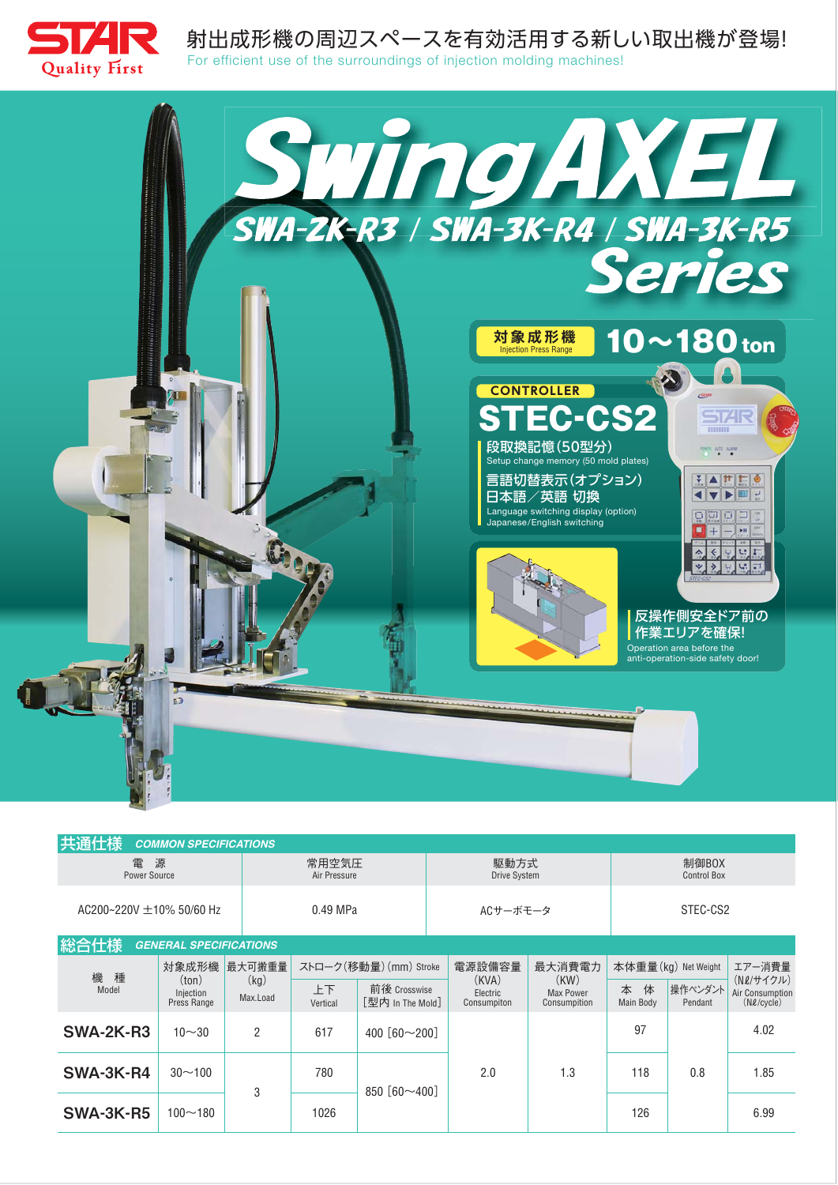# STAR Quality First

射出成形機の周辺スペースを有効活用する新しい取出機が登場!

For efficient use of the surroundings of injection molding machines!

# SwingAXEL

## SWA-2K-R3 / SWA-3K-R4 / SWA-3K-R5 Series

**対象成形機** Injection Press Range **10～180 ton**

**CONTROLLER**

## STEC-CS2

段取換記憶(50型分)
Setup change memory (50 mold plates)

言語切替表示(オプション)
日本語／英語 切換
Language switching display (option)
Japanese/English switching

反操作側安全ドア前の
作業エリアを確保!
Operation area before the anti-operation-side safety door!

## 共通仕様 COMMON SPECIFICATIONS

| 電　源 Power Source | 常用空気圧 Air Pressure | 駆動方式 Drive System | 制御BOX Control Box |
|---|---|---|---|
| AC200~220V ±10% 50/60 Hz | 0.49 MPa | ACサーボモータ | STEC-CS2 |

## 総合仕様 GENERAL SPECIFICATIONS

| 機　種 Model | 対象成形機 (ton) Injection Press Range | 最大可搬重量 (kg) Max.Load | ストローク(移動量)(mm) Stroke | | 電源設備容量 (KVA) Electric Consumpiton | 最大消費電力 (KW) Max Power Consumption | 本体重量(kg) Net Weight | | エアー消費量 (Nℓ/サイクル) Air Consumption (Nℓ/cycle) |
|---|---|---|---|---|---|---|---|---|---|
| | | | 上下 Vertical | 前後 Crosswise [型内 In The Mold] | | | 本　体 Main Body | 操作ペンダント Pendant | |
| SWA-2K-R3 | 10～30 | 2 | 617 | 400 [60～200] | 2.0 | 1.3 | 97 | 0.8 | 4.02 |
| SWA-3K-R4 | 30～100 | 3 | 780 | 850 [60～400] | | | 118 | | 1.85 |
| SWA-3K-R5 | 100～180 | | 1026 | | | | 126 | | 6.99 |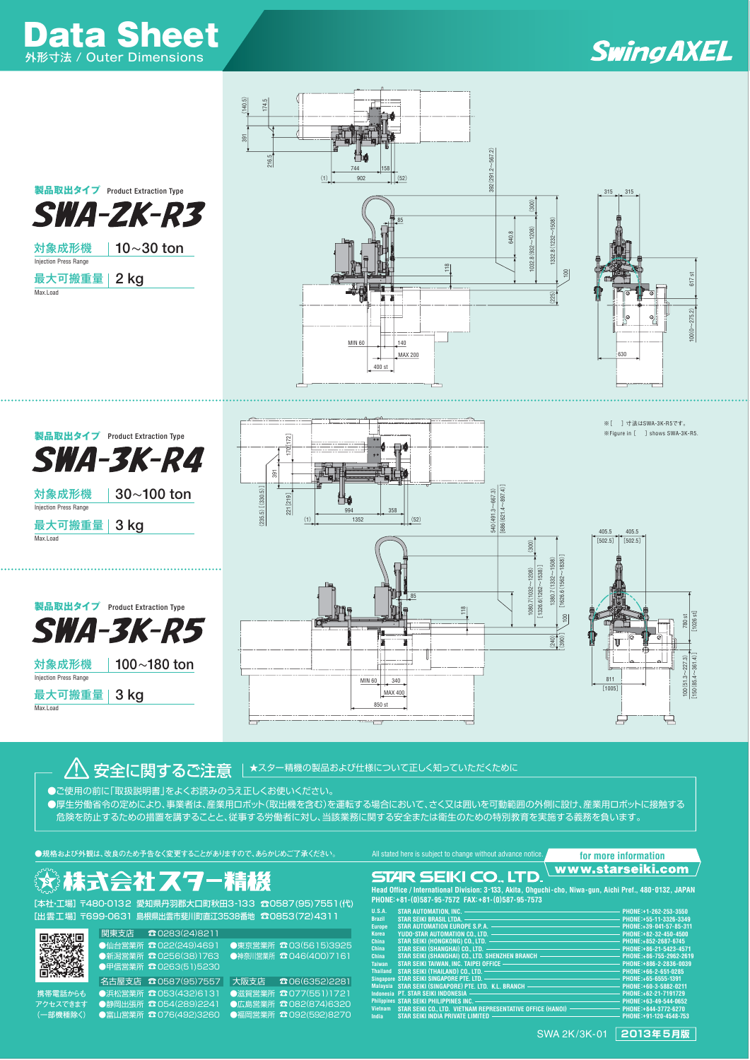# Data Sheet
外形寸法 / Outer Dimensions

SwingAXEL

## 製品取出タイプ Product Extraction Type
# SWA-2K-R3

対象成形機 | 10～30 ton
Injection Press Range

最大可搬重量 | 2 kg
Max.Load

(140.5)
174.5
391
216.5
744
158
(1)
902
(52)
392 (291.2～567.2)
85
(300)
640.8
1032.8 (932～1208)
1332.8 (1232～1508)
118
100
(225)
MIN 60
140
MAX 200
400 st
315
315
617 st
100 (0～275.2)
630

## 製品取出タイプ Product Extraction Type
# SWA-3K-R4

対象成形機 | 30～100 ton
Injection Press Range

最大可搬重量 | 3 kg
Max.Load

## 製品取出タイプ Product Extraction Type
# SWA-3K-R5

対象成形機 | 100～180 ton
Injection Press Range

最大可搬重量 | 3 kg
Max.Load

※[ ] 寸法はSWA-3K-R5です。
※Figure in [ ] shows SWA-3K-R5.

(235.5) [(330.5)]
221 [219]
170 [172]
391
994
358
(1)
1352
(52)
540 (491.3～667.3)
[686 (621.4～897.4)]
405.5
405.5
[502.5]
[502.5]
(300)
1060.7 (1032～1208)
[1326.6 (1262～1538)]
1380.7 (1332～1508)
[1626.6 (1562～1838)]
85
118
100
(240)
[(390)]
780 st
[1026 st]
MIN 60
340
MAX 400
850 st
811
[1005]
100 (51.3～227.3)
[150 (85.4～361.4)]

## ⚠ 安全に関するご注意

★スター精機の製品および仕様について正しく知っていただくために

- ●ご使用の前に「取扱説明書」をよくお読みのうえ正しくお使いください。
- ●厚生労働省令の定めにより、事業者は、産業用ロボット(取出機を含む)を運転する場合において、さく又は囲いを可動範囲の外側に設け、産業用ロボットに接触する危険を防止するための措置を講ずることと、従事する労働者に対し、当該業務に関する安全または衛生のための特別教育を実施する義務を負います。

●規格および外観は、改良のため予告なく変更することがありますので、あらかじめご了承ください。

All stated here is subject to change without advance notice.

for more information
www.starseiki.com

# 株式会社スター精機

[本社・工場] 〒480-0132 愛知県丹羽郡大口町秋田3-133 ☎0587(95)7551(代)
[出雲工場] 〒699-0631 島根県出雲市斐川町直江3538番地 ☎0853(72)4311

携帯電話からもアクセスできます(一部機種除く)

関東支店 ☎0283(24)8211
●仙台営業所 ☎022(249)4691 ●東京営業所 ☎03(5615)3925
●新潟営業所 ☎0256(38)1763 ●神奈川営業所 ☎046(400)7161
●甲信営業所 ☎0263(51)5230

名古屋支店 ☎0587(95)7557 大阪支店 ☎06(6352)2281
●浜松営業所 ☎053(432)6131 ●滋賀営業所 ☎077(551)1721
●静岡出張所 ☎054(289)2241 ●広島営業所 ☎082(874)6320
●富山営業所 ☎076(492)3260 ●福岡営業所 ☎092(592)8270

# STAR SEIKI CO., LTD.

Head Office / International Division: 3-133, Akita, Ohguchi-cho, Niwa-gun, Aichi Pref., 480-0132, JAPAN
PHONE:+81-(0)587-95-7572 FAX:+81-(0)587-95-7573

| | | |
|---|---|---|
| U.S.A. | STAR AUTOMATION, INC. | PHONE:+1-262-253-3550 |
| Brazil | STAR SEIKI BRASIL LTDA. | PHONE:+55-11-3326-3349 |
| Europe | STAR AUTOMATION EUROPE S.P.A. | PHONE:+39-041-57-85-311 |
| Korea | YUDO-STAR AUTOMATION CO., LTD. | PHONE:+82-32-450-4500 |
| China | STAR SEIKI (HONGKONG) CO., LTD. | PHONE:+852-2687-6745 |
| China | STAR SEIKI (SHANGHAI) CO., LTD. | PHONE:+86-21-5423-4571 |
| China | STAR SEIKI (SHANGHAI) CO., LTD. SHENZHEN BRANCH | PHONE:+86-755-2962-2619 |
| Taiwan | STAR SEIKI TAIWAN, INC. TAIPEI OFFICE | PHONE:+886-2-2836-0039 |
| Thailand | STAR SEIKI (THAILAND) CO., LTD. | PHONE:+66-2-651-0285 |
| Singapore | STAR SEIKI SINGAPORE PTE. LTD. | PHONE:+65-6555-1391 |
| Malaysia | STAR SEIKI (SINGAPORE) PTE. LTD. K.L. BRANCH | PHONE:+60-3-5882-0211 |
| Indonesia | PT. STAR SEIKI INDONESIA | PHONE:+62-21-7191729 |
| Philippines | STAR SEIKI PHILIPPINES INC. | PHONE:+63-49-544-0652 |
| Vietnam | STAR SEIKI CO., LTD. VIETNAM REPRESENTATIVE OFFICE (HANOI) | PHONE:+844-3772-6270 |
| India | STAR SEIKI INDIA PRIVATE LIMITED | PHONE:+91-120-4548-753 |

SWA 2K/3K-01 2013年5月版